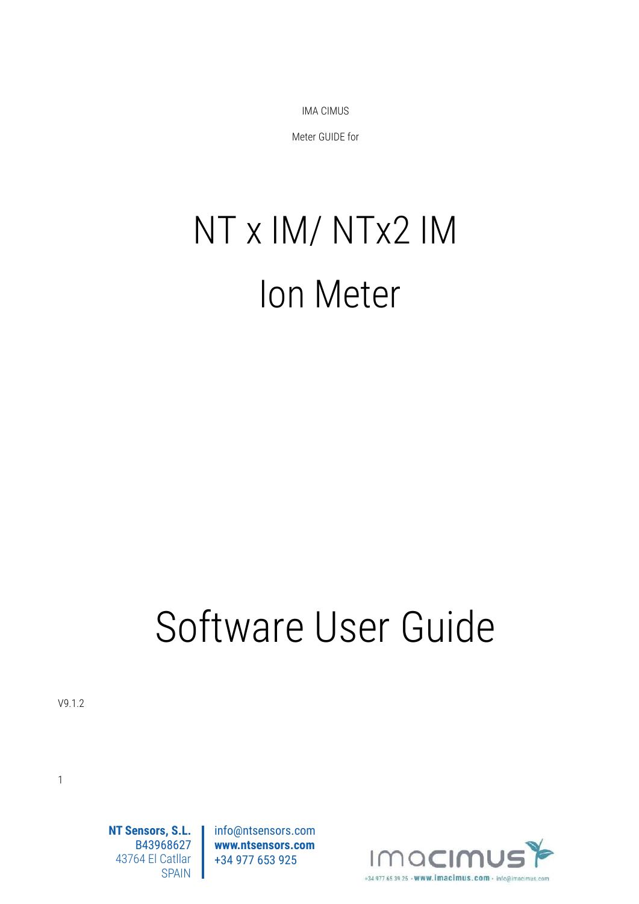IMA CIMUS

Meter GUIDE for

# NT x IM/ NTx2 IM

# Ion Meter

# Software User Guide

V9.1.2

**NT Sensors, S.L.**
B43968627
43764 El Catllar
SPAIN

info@ntsensors.com
**www.ntsensors.com**
+34 977 653 925

+34 977 65 39 25 · **www.imacimus.com** · info@imacimus.com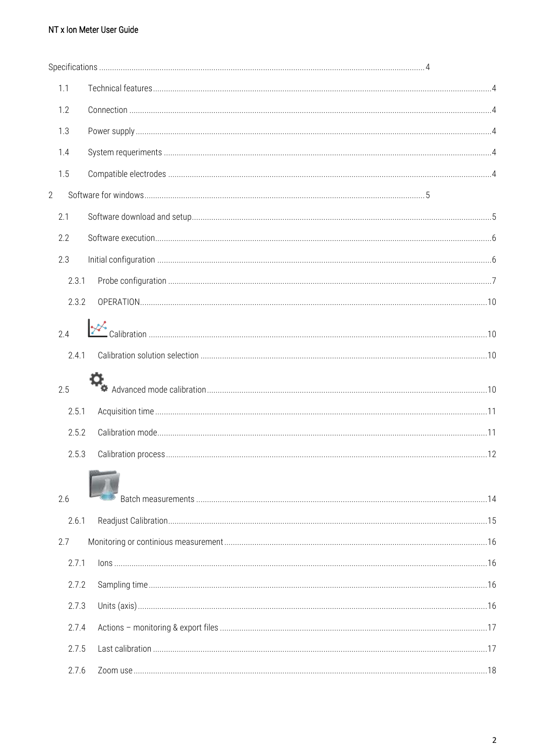Specifications .......... 4

- 1.1 Technical features .......... 4
- 1.2 Connection .......... 4
- 1.3 Power supply .......... 4
- 1.4 System requeriments .......... 4
- 1.5 Compatible electrodes .......... 4

2 Software for windows .......... 5

- 2.1 Software download and setup .......... 5
- 2.2 Software execution .......... 6
- 2.3 Initial configuration .......... 6
  - 2.3.1 Probe configuration .......... 7
  - 2.3.2 OPERATION .......... 10
- 2.4 Calibration .......... 10
  - 2.4.1 Calibration solution selection .......... 10
- 2.5 Advanced mode calibration .......... 10
  - 2.5.1 Acquisition time .......... 11
  - 2.5.2 Calibration mode .......... 11
  - 2.5.3 Calibration process .......... 12
- 2.6 Batch measurements .......... 14
  - 2.6.1 Readjust Calibration .......... 15
- 2.7 Monitoring or continious measurement .......... 16
  - 2.7.1 Ions .......... 16
  - 2.7.2 Sampling time .......... 16
  - 2.7.3 Units (axis) .......... 16
  - 2.7.4 Actions – monitoring & export files .......... 17
  - 2.7.5 Last calibration .......... 17
  - 2.7.6 Zoom use .......... 18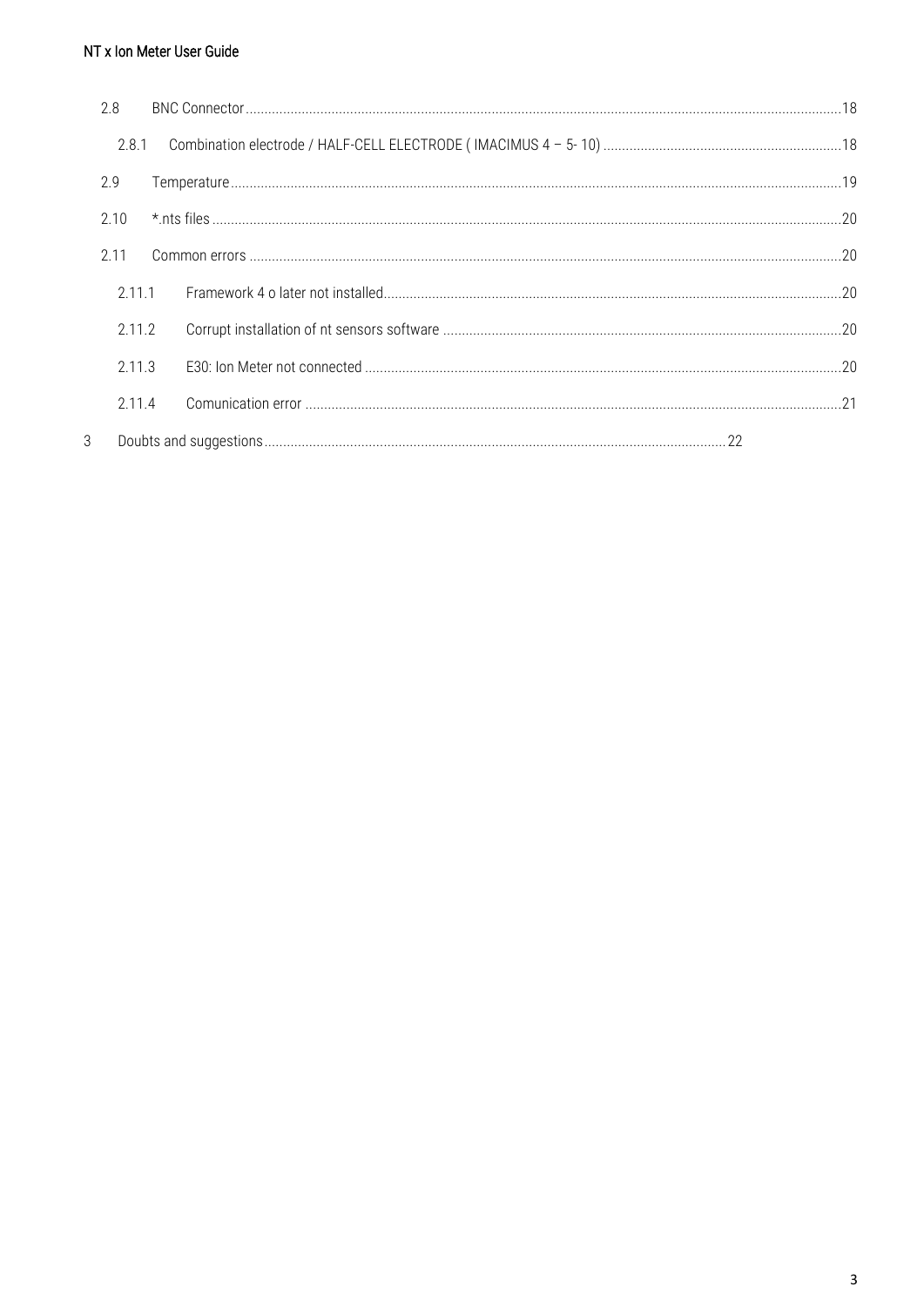- 2.8 BNC Connector ........ 18
  - 2.8.1 Combination electrode / HALF-CELL ELECTRODE ( IMACIMUS 4 – 5- 10) ........ 18
- 2.9 Temperature ........ 19
- 2.10 *.nts files ........ 20
- 2.11 Common errors ........ 20
  - 2.11.1 Framework 4 o later not installed ........ 20
  - 2.11.2 Corrupt installation of nt sensors software ........ 20
  - 2.11.3 E30: Ion Meter not connected ........ 20
  - 2.11.4 Comunication error ........ 21

3 Doubts and suggestions ........ 22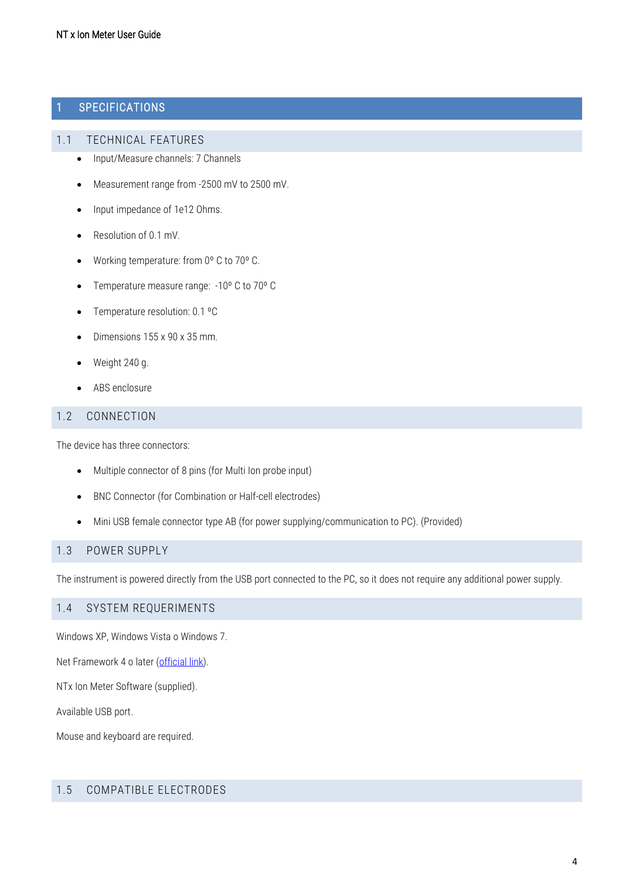# 1 SPECIFICATIONS

## 1.1 TECHNICAL FEATURES

- Input/Measure channels: 7 Channels
- Measurement range from -2500 mV to 2500 mV.
- Input impedance of 1e12 Ohms.
- Resolution of 0.1 mV.
- Working temperature: from 0º C to 70º C.
- Temperature measure range: -10º C to 70º C
- Temperature resolution: 0.1 ºC
- Dimensions 155 x 90 x 35 mm.
- Weight 240 g.
- ABS enclosure

## 1.2 CONNECTION

The device has three connectors:

- Multiple connector of 8 pins (for Multi Ion probe input)
- BNC Connector (for Combination or Half-cell electrodes)
- Mini USB female connector type AB (for power supplying/communication to PC). (Provided)

## 1.3 POWER SUPPLY

The instrument is powered directly from the USB port connected to the PC, so it does not require any additional power supply.

## 1.4 SYSTEM REQUIREMENTS

Windows XP, Windows Vista o Windows 7.

Net Framework 4 o later (official link).

NTx Ion Meter Software (supplied).

Available USB port.

Mouse and keyboard are required.

## 1.5 COMPATIBLE ELECTRODES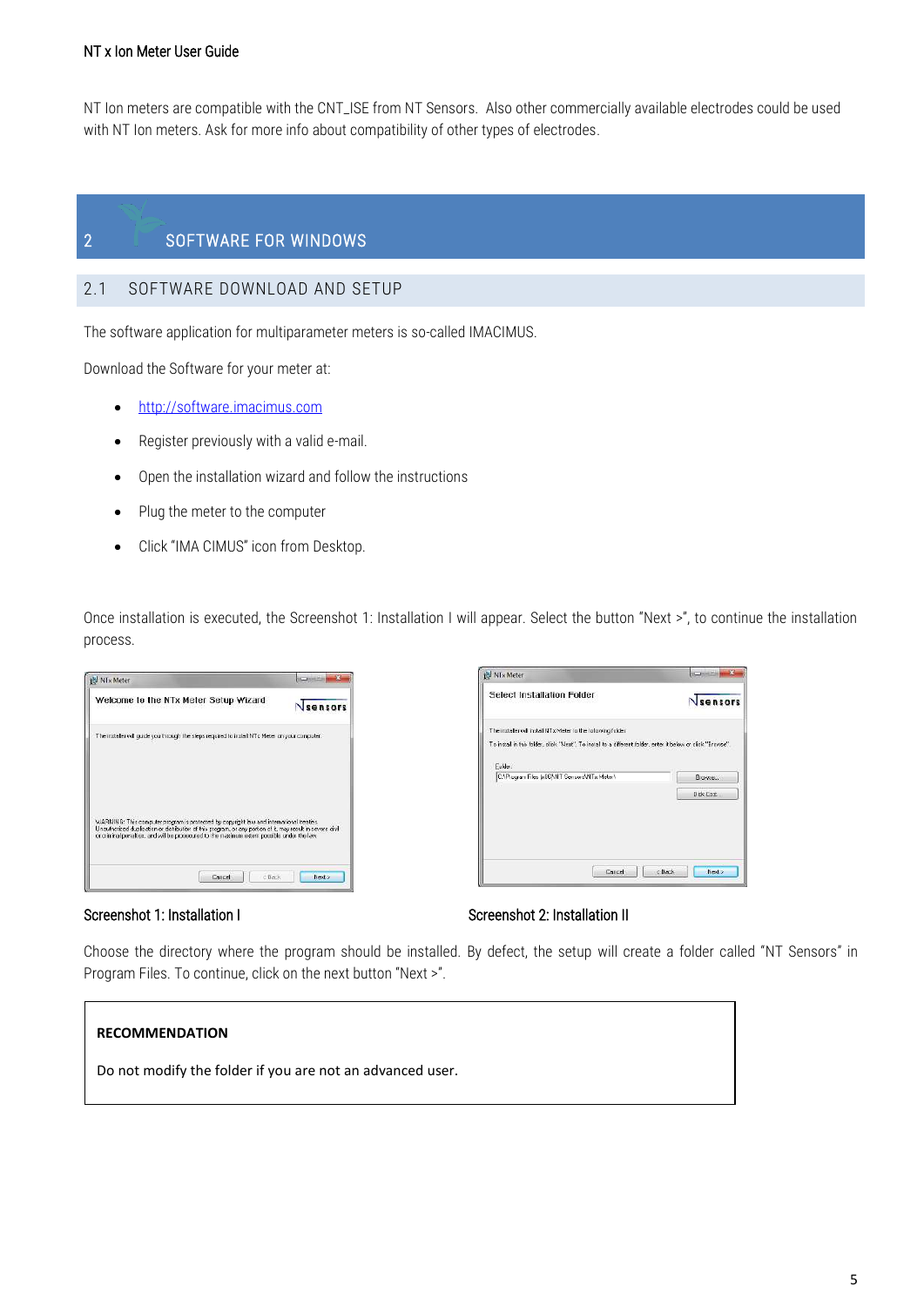NT Ion meters are compatible with the CNT_ISE from NT Sensors. Also other commercially available electrodes could be used with NT Ion meters. Ask for more info about compatibility of other types of electrodes.

# 2 SOFTWARE FOR WINDOWS

## 2.1 SOFTWARE DOWNLOAD AND SETUP

The software application for multiparameter meters is so-called IMACIMUS.

Download the Software for your meter at:

- http://software.imacimus.com
- Register previously with a valid e-mail.
- Open the installation wizard and follow the instructions
- Plug the meter to the computer
- Click "IMA CIMUS" icon from Desktop.

Once installation is executed, the Screenshot 1: Installation I will appear. Select the button "Next >", to continue the installation process.

Screenshot 1: Installation I

Screenshot 2: Installation II

Choose the directory where the program should be installed. By defect, the setup will create a folder called "NT Sensors" in Program Files. To continue, click on the next button "Next >".

> **RECOMMENDATION**
>
> Do not modify the folder if you are not an advanced user.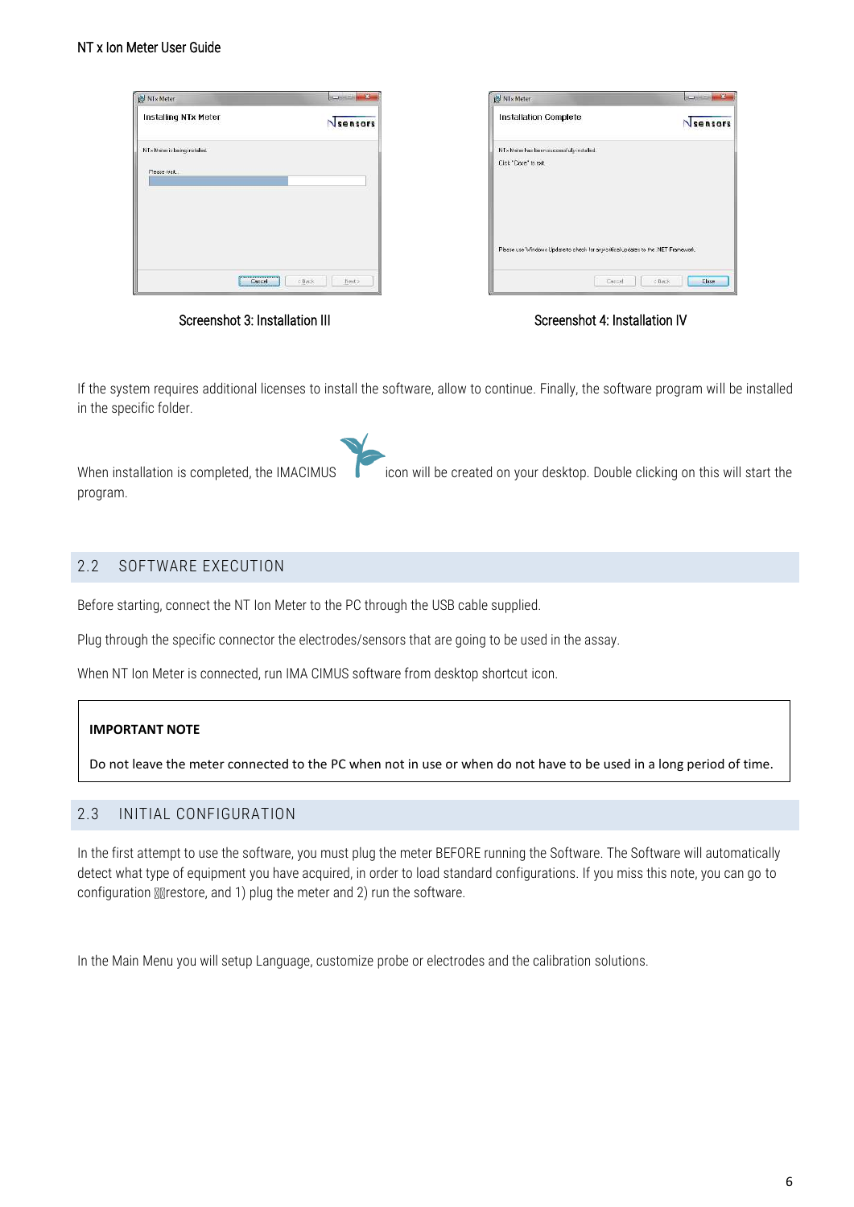Screenshot 3: Installation III

Screenshot 4: Installation IV

If the system requires additional licenses to install the software, allow to continue. Finally, the software program will be installed in the specific folder.

When installation is completed, the IMACIMUS icon will be created on your desktop. Double clicking on this will start the program.

## 2.2 SOFTWARE EXECUTION

Before starting, connect the NT Ion Meter to the PC through the USB cable supplied.

Plug through the specific connector the electrodes/sensors that are going to be used in the assay.

When NT Ion Meter is connected, run IMA CIMUS software from desktop shortcut icon.

**IMPORTANT NOTE**

Do not leave the meter connected to the PC when not in use or when do not have to be used in a long period of time.

## 2.3 INITIAL CONFIGURATION

In the first attempt to use the software, you must plug the meter BEFORE running the Software. The Software will automatically detect what type of equipment you have acquired, in order to load standard configurations. If you miss this note, you can go to configuration restore, and 1) plug the meter and 2) run the software.

In the Main Menu you will setup Language, customize probe or electrodes and the calibration solutions.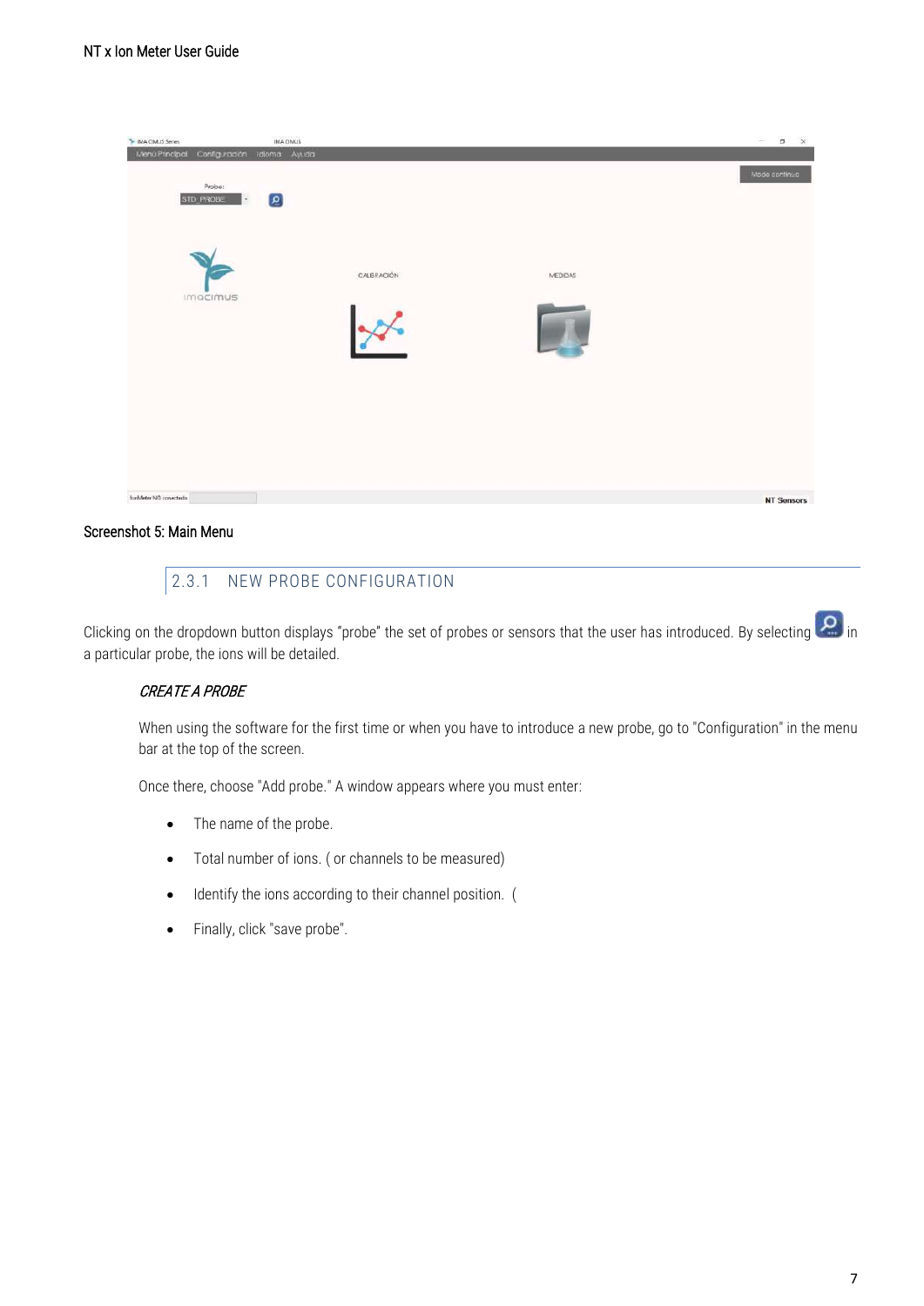Screenshot 5: Main Menu

### 2.3.1 NEW PROBE CONFIGURATION

Clicking on the dropdown button displays "probe" the set of probes or sensors that the user has introduced. By selecting  in a particular probe, the ions will be detailed.

***CREATE A PROBE***

When using the software for the first time or when you have to introduce a new probe, go to "Configuration" in the menu bar at the top of the screen.

Once there, choose "Add probe." A window appears where you must enter:

- The name of the probe.
- Total number of ions. ( or channels to be measured)
- Identify the ions according to their channel position. (
- Finally, click "save probe".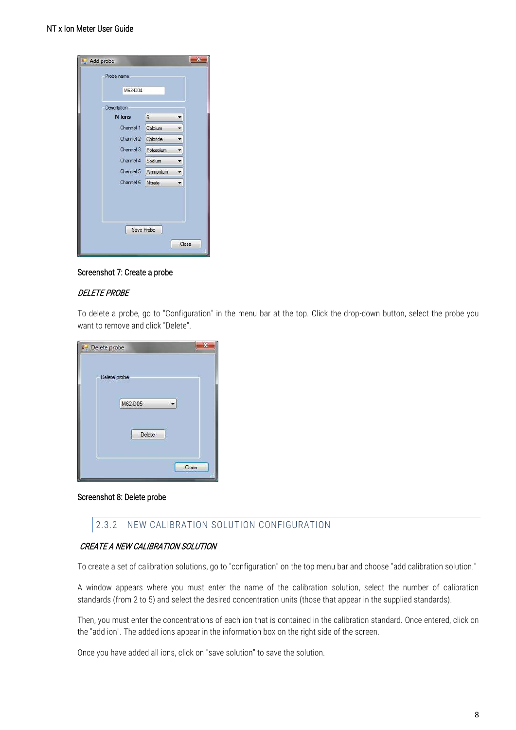Screenshot 7: Create a probe

*DELETE PROBE*

To delete a probe, go to "Configuration" in the menu bar at the top. Click the drop-down button, select the probe you want to remove and click "Delete".

Screenshot 8: Delete probe

### 2.3.2 NEW CALIBRATION SOLUTION CONFIGURATION

*CREATE A NEW CALIBRATION SOLUTION*

To create a set of calibration solutions, go to "configuration" on the top menu bar and choose "add calibration solution."

A window appears where you must enter the name of the calibration solution, select the number of calibration standards (from 2 to 5) and select the desired concentration units (those that appear in the supplied standards).

Then, you must enter the concentrations of each ion that is contained in the calibration standard. Once entered, click on the "add ion". The added ions appear in the information box on the right side of the screen.

Once you have added all ions, click on "save solution" to save the solution.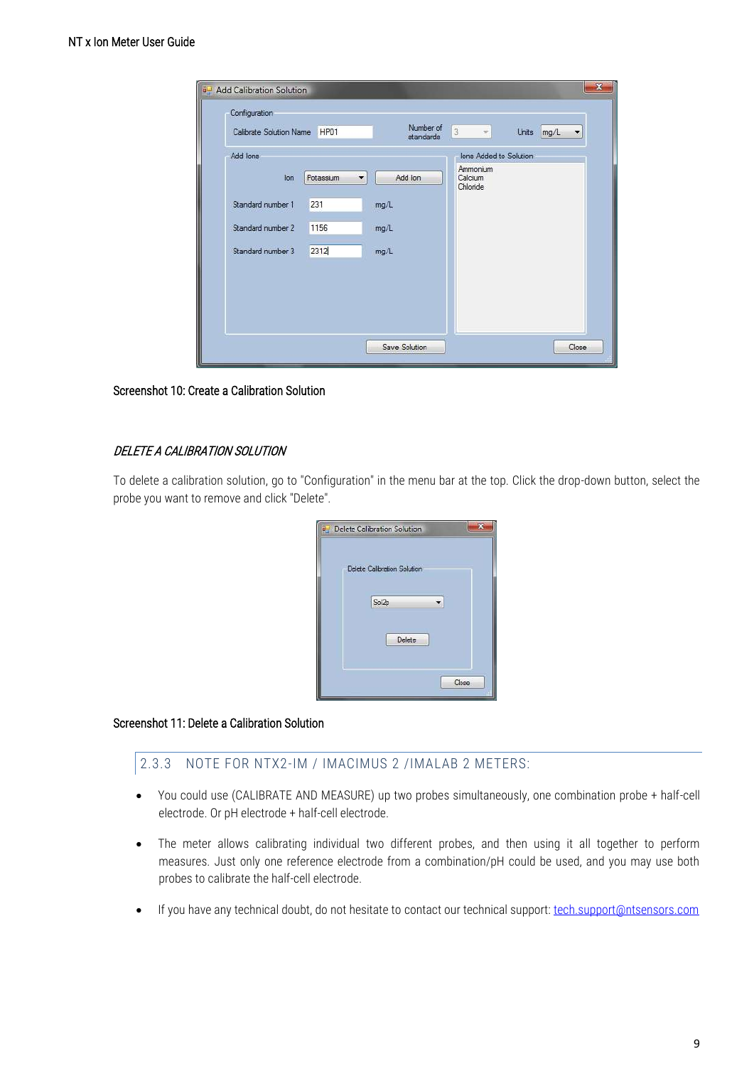Screenshot 10: Create a Calibration Solution

*DELETE A CALIBRATION SOLUTION*

To delete a calibration solution, go to "Configuration" in the menu bar at the top. Click the drop-down button, select the probe you want to remove and click "Delete".

Screenshot 11: Delete a Calibration Solution

### 2.3.3 NOTE FOR NTX2-IM / IMACIMUS 2 /IMALAB 2 METERS:

- You could use (CALIBRATE AND MEASURE) up two probes simultaneously, one combination probe + half-cell electrode. Or pH electrode + half-cell electrode.
- The meter allows calibrating individual two different probes, and then using it all together to perform measures. Just only one reference electrode from a combination/pH could be used, and you may use both probes to calibrate the half-cell electrode.
- If you have any technical doubt, do not hesitate to contact our technical support: tech.support@ntsensors.com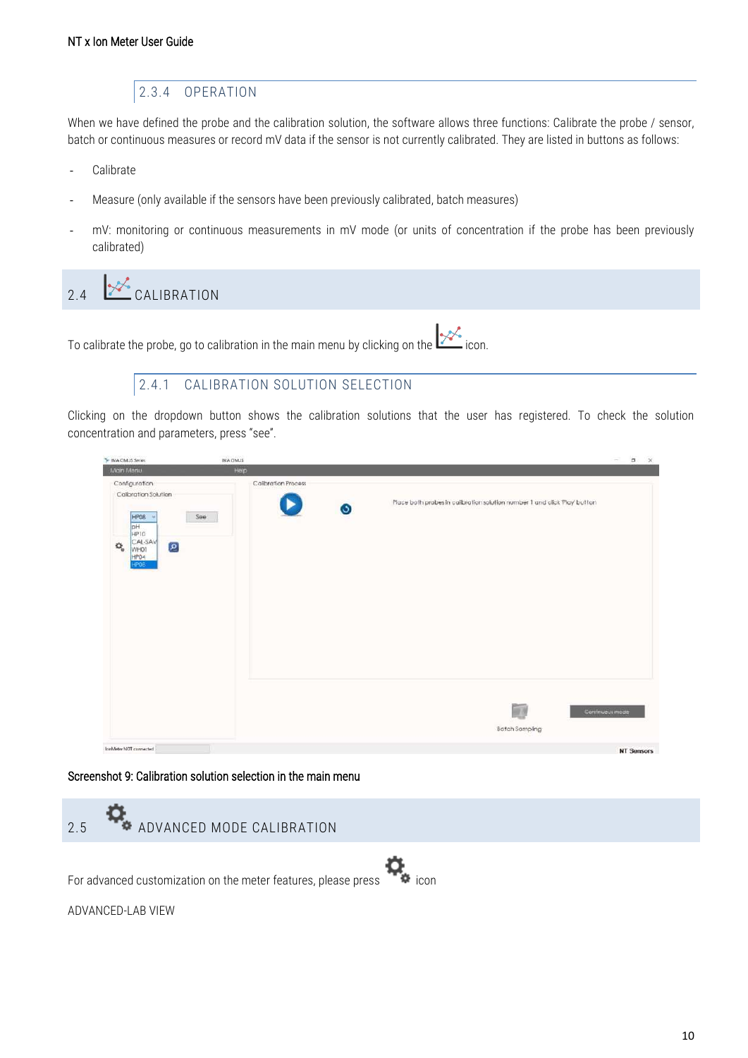### 2.3.4 OPERATION

When we have defined the probe and the calibration solution, the software allows three functions: Calibrate the probe / sensor, batch or continuous measures or record mV data if the sensor is not currently calibrated. They are listed in buttons as follows:

- Calibrate
- Measure (only available if the sensors have been previously calibrated, batch measures)
- mV: monitoring or continuous measurements in mV mode (or units of concentration if the probe has been previously calibrated)

## 2.4 CALIBRATION

To calibrate the probe, go to calibration in the main menu by clicking on the icon.

### 2.4.1 CALIBRATION SOLUTION SELECTION

Clicking on the dropdown button shows the calibration solutions that the user has registered. To check the solution concentration and parameters, press "see".

Screenshot 9: Calibration solution selection in the main menu

## 2.5 ADVANCED MODE CALIBRATION

For advanced customization on the meter features, please press icon

ADVANCED-LAB VIEW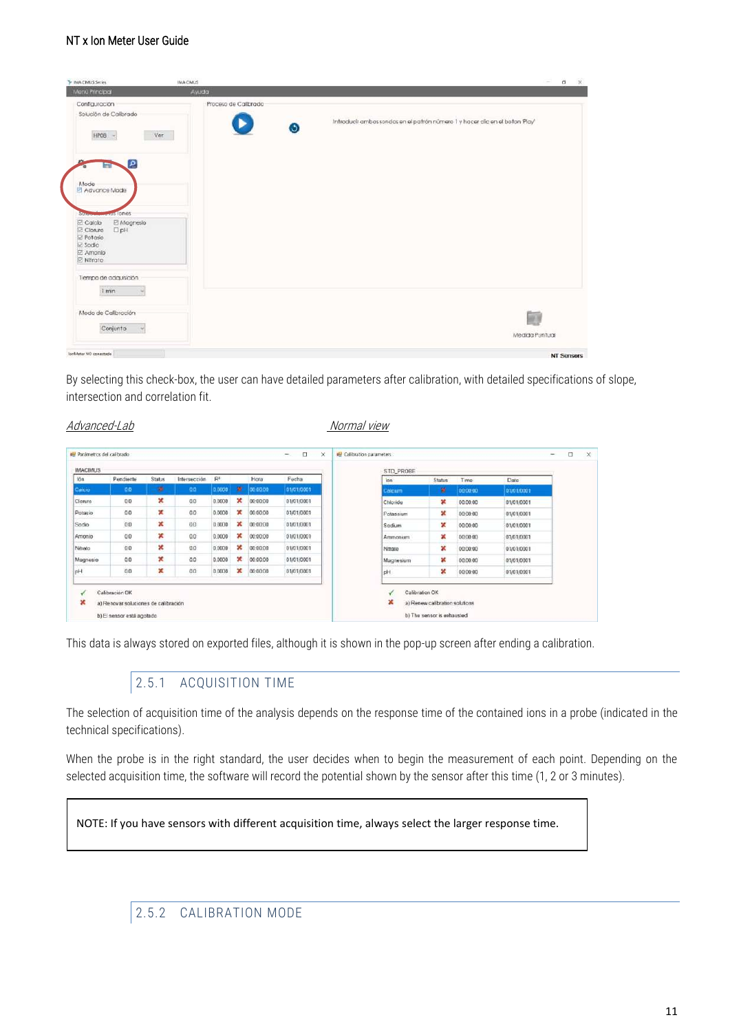By selecting this check-box, the user can have detailed parameters after calibration, with detailed specifications of slope, intersection and correlation fit.

*Advanced-Lab* *Normal view*

This data is always stored on exported files, although it is shown in the pop-up screen after ending a calibration.

### 2.5.1 ACQUISITION TIME

The selection of acquisition time of the analysis depends on the response time of the contained ions in a probe (indicated in the technical specifications).

When the probe is in the right standard, the user decides when to begin the measurement of each point. Depending on the selected acquisition time, the software will record the potential shown by the sensor after this time (1, 2 or 3 minutes).

> NOTE: If you have sensors with different acquisition time, always select the larger response time.

### 2.5.2 CALIBRATION MODE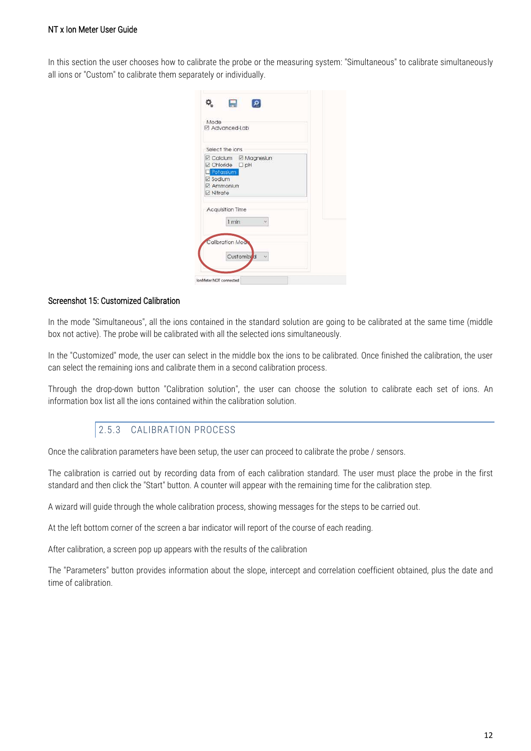In this section the user chooses how to calibrate the probe or the measuring system: "Simultaneous" to calibrate simultaneously all ions or "Custom" to calibrate them separately or individually.

Screenshot 15: Customized Calibration

In the mode "Simultaneous", all the ions contained in the standard solution are going to be calibrated at the same time (middle box not active). The probe will be calibrated with all the selected ions simultaneously.

In the "Customized" mode, the user can select in the middle box the ions to be calibrated. Once finished the calibration, the user can select the remaining ions and calibrate them in a second calibration process.

Through the drop-down button "Calibration solution", the user can choose the solution to calibrate each set of ions. An information box list all the ions contained within the calibration solution.

### 2.5.3 CALIBRATION PROCESS

Once the calibration parameters have been setup, the user can proceed to calibrate the probe / sensors.

The calibration is carried out by recording data from of each calibration standard. The user must place the probe in the first standard and then click the "Start" button. A counter will appear with the remaining time for the calibration step.

A wizard will guide through the whole calibration process, showing messages for the steps to be carried out.

At the left bottom corner of the screen a bar indicator will report of the course of each reading.

After calibration, a screen pop up appears with the results of the calibration

The "Parameters" button provides information about the slope, intercept and correlation coefficient obtained, plus the date and time of calibration.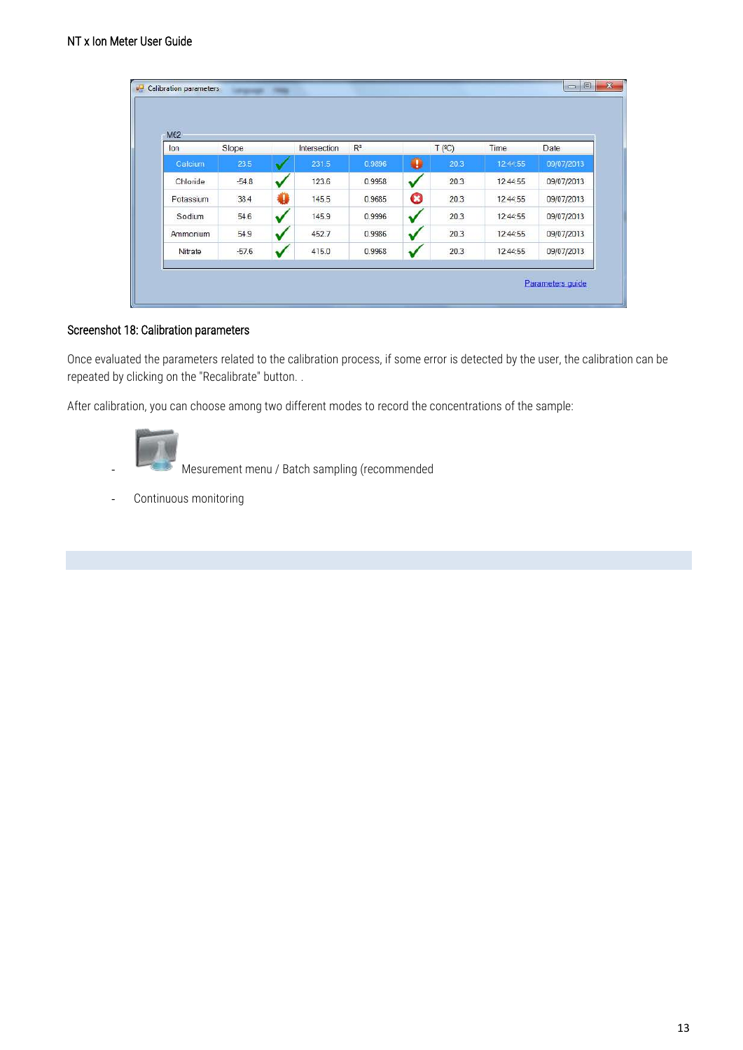| Ion | Slope | | Intersection | R² | | T (ºC) | Time | Date |
|---|---|---|---|---|---|---|---|---|
| Calcium | 23.5 | ✓ | 231.5 | 0.9896 | ! | 20.3 | 12:44:55 | 09/07/2013 |
| Chloride | -54.8 | ✓ | 123.6 | 0.9958 | ✓ | 20.3 | 12:44:55 | 09/07/2013 |
| Potassium | 38.4 | ! | 145.5 | 0.9685 | ✗ | 20.3 | 12:44:55 | 09/07/2013 |
| Sodium | 54.6 | ✓ | 145.9 | 0.9996 | ✓ | 20.3 | 12:44:55 | 09/07/2013 |
| Ammonium | 54.9 | ✓ | 452.7 | 0.9986 | ✓ | 20.3 | 12:44:55 | 09/07/2013 |
| Nitrate | -57.6 | ✓ | 415.0 | 0.9968 | ✓ | 20.3 | 12:44:55 | 09/07/2013 |

Screenshot 18: Calibration parameters

Once evaluated the parameters related to the calibration process, if some error is detected by the user, the calibration can be repeated by clicking on the "Recalibrate" button. .

After calibration, you can choose among two different modes to record the concentrations of the sample:

- Mesurement menu / Batch sampling (recommended
- Continuous monitoring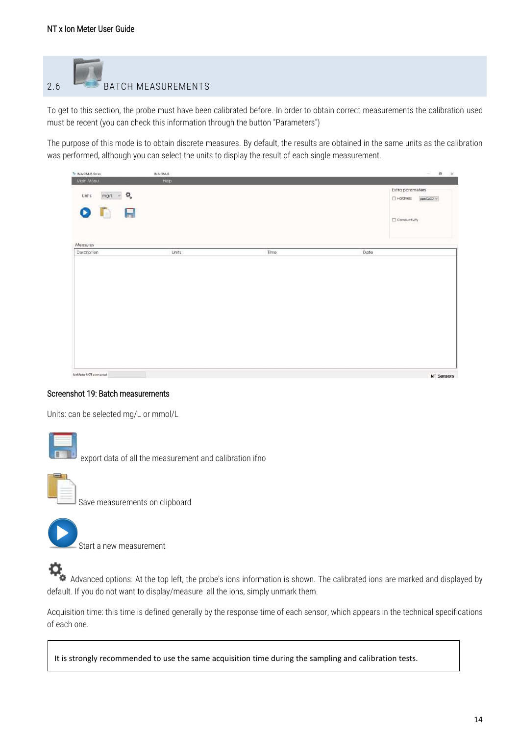## 2.6 BATCH MEASUREMENTS

To get to this section, the probe must have been calibrated before. In order to obtain correct measurements the calibration used must be recent (you can check this information through the button "Parameters")

The purpose of this mode is to obtain discrete measures. By default, the results are obtained in the same units as the calibration was performed, although you can select the units to display the result of each single measurement.

Screenshot 19: Batch measurements

Units: can be selected mg/L or mmol/L

export data of all the measurement and calibration ifno

Save measurements on clipboard

Start a new measurement

Advanced options. At the top left, the probe's ions information is shown. The calibrated ions are marked and displayed by default. If you do not want to display/measure all the ions, simply unmark them.

Acquisition time: this time is defined generally by the response time of each sensor, which appears in the technical specifications of each one.

It is strongly recommended to use the same acquisition time during the sampling and calibration tests.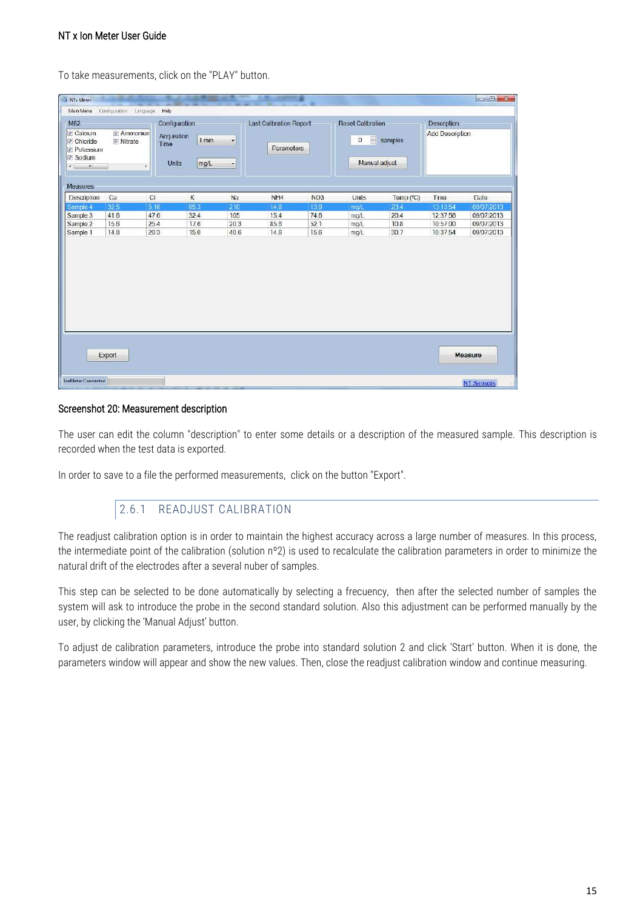To take measurements, click on the "PLAY" button.

Screenshot 20: Measurement description

The user can edit the column "description" to enter some details or a description of the measured sample. This description is recorded when the test data is exported.

In order to save to a file the performed measurements,  click on the button "Export".

### 2.6.1 READJUST CALIBRATION

The readjust calibration option is in order to maintain the highest accuracy across a large number of measures. In this process, the intermediate point of the calibration (solution nº2) is used to recalculate the calibration parameters in order to minimize the natural drift of the electrodes after a several nuber of samples.

This step can be selected to be done automatically by selecting a frecuency,  then after the selected number of samples the system will ask to introduce the probe in the second standard solution. Also this adjustment can be performed manually by the user, by clicking the 'Manual Adjust' button.

To adjust de calibration parameters, introduce the probe into standard solution 2 and click 'Start' button. When it is done, the parameters window will appear and show the new values. Then, close the readjust calibration window and continue measuring.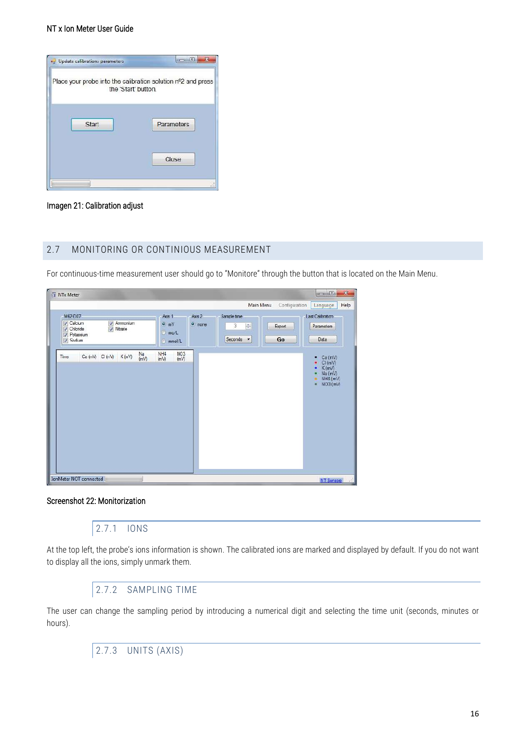Imagen 21: Calibration adjust

## 2.7 MONITORING OR CONTINIOUS MEASUREMENT

For continuous-time measurement user should go to "Monitore" through the button that is located on the Main Menu.

Screenshot 22: Monitorization

### 2.7.1 IONS

At the top left, the probe's ions information is shown. The calibrated ions are marked and displayed by default. If you do not want to display all the ions, simply unmark them.

### 2.7.2 SAMPLING TIME

The user can change the sampling period by introducing a numerical digit and selecting the time unit (seconds, minutes or hours).

### 2.7.3 UNITS (AXIS)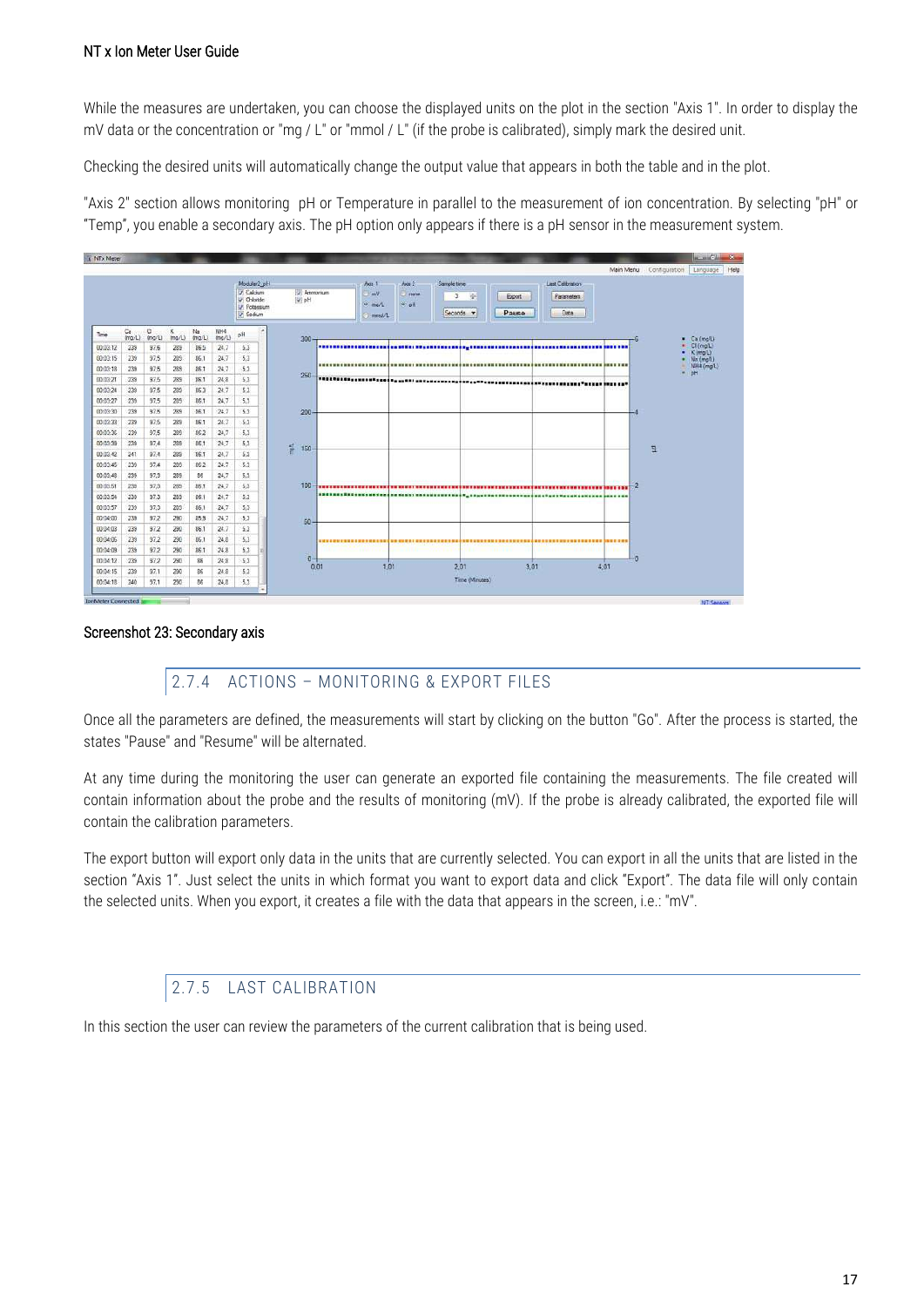While the measures are undertaken, you can choose the displayed units on the plot in the section "Axis 1". In order to display the mV data or the concentration or "mg / L" or "mmol / L" (if the probe is calibrated), simply mark the desired unit.

Checking the desired units will automatically change the output value that appears in both the table and in the plot.

"Axis 2" section allows monitoring pH or Temperature in parallel to the measurement of ion concentration. By selecting "pH" or "Temp", you enable a secondary axis. The pH option only appears if there is a pH sensor in the measurement system.

Screenshot 23: Secondary axis

### 2.7.4 ACTIONS – MONITORING & EXPORT FILES

Once all the parameters are defined, the measurements will start by clicking on the button "Go". After the process is started, the states "Pause" and "Resume" will be alternated.

At any time during the monitoring the user can generate an exported file containing the measurements. The file created will contain information about the probe and the results of monitoring (mV). If the probe is already calibrated, the exported file will contain the calibration parameters.

The export button will export only data in the units that are currently selected. You can export in all the units that are listed in the section "Axis 1". Just select the units in which format you want to export data and click "Export". The data file will only contain the selected units. When you export, it creates a file with the data that appears in the screen, i.e.: "mV".

### 2.7.5 LAST CALIBRATION

In this section the user can review the parameters of the current calibration that is being used.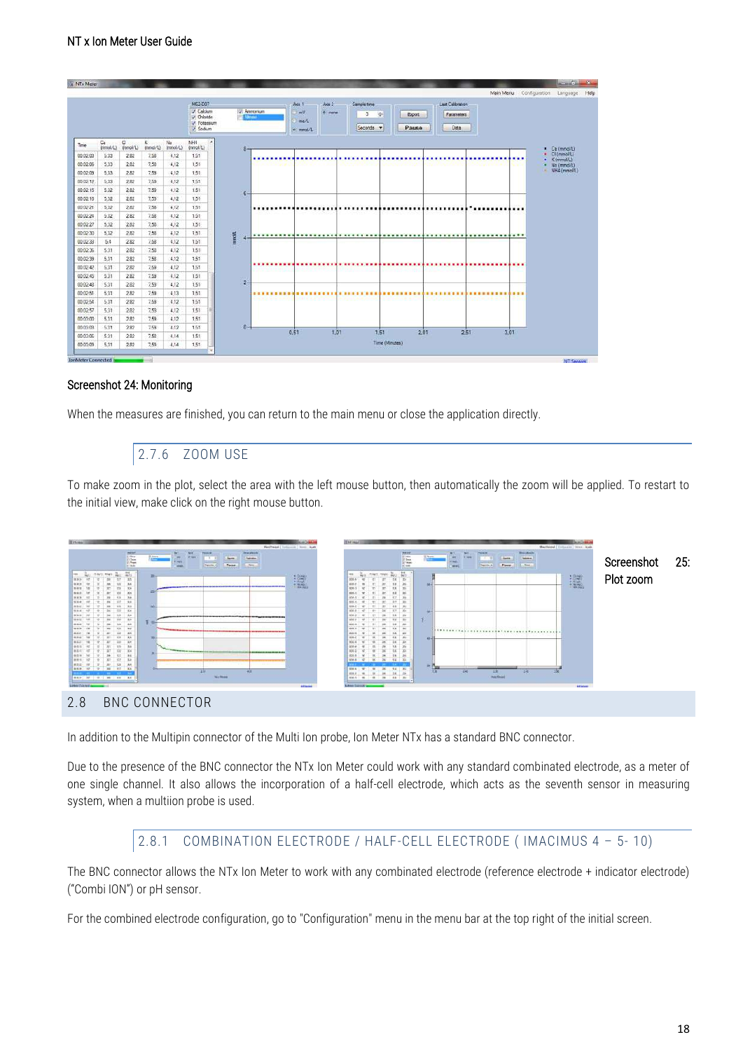Screenshot 24: Monitoring

When the measures are finished, you can return to the main menu or close the application directly.

### 2.7.6 ZOOM USE

To make zoom in the plot, select the area with the left mouse button, then automatically the zoom will be applied. To restart to the initial view, make click on the right mouse button.

Screenshot 25: Plot zoom

## 2.8 BNC CONNECTOR

In addition to the Multipin connector of the Multi Ion probe, Ion Meter NTx has a standard BNC connector.

Due to the presence of the BNC connector the NTx Ion Meter could work with any standard combinated electrode, as a meter of one single channel. It also allows the incorporation of a half-cell electrode, which acts as the seventh sensor in measuring system, when a multiion probe is used.

### 2.8.1 COMBINATION ELECTRODE / HALF-CELL ELECTRODE ( IMACIMUS 4 – 5- 10)

The BNC connector allows the NTx Ion Meter to work with any combinated electrode (reference electrode + indicator electrode) ("Combi ION") or pH sensor.

For the combined electrode configuration, go to "Configuration" menu in the menu bar at the top right of the initial screen.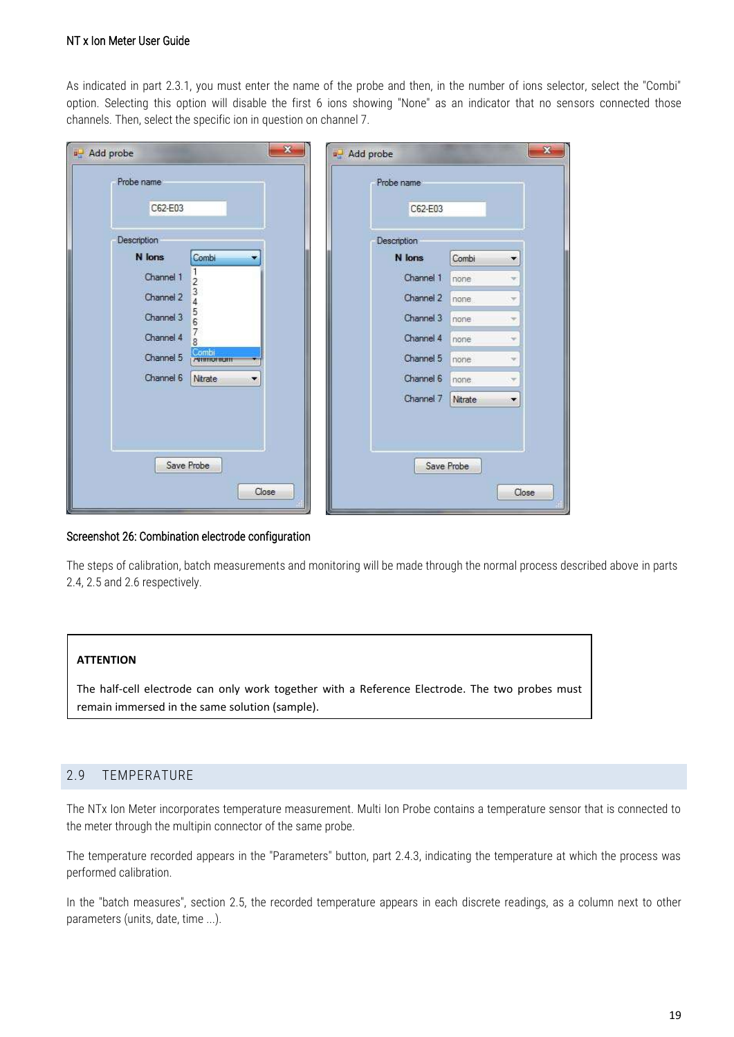As indicated in part 2.3.1, you must enter the name of the probe and then, in the number of ions selector, select the "Combi" option. Selecting this option will disable the first 6 ions showing "None" as an indicator that no sensors connected those channels. Then, select the specific ion in question on channel 7.

Screenshot 26: Combination electrode configuration

The steps of calibration, batch measurements and monitoring will be made through the normal process described above in parts 2.4, 2.5 and 2.6 respectively.

> **ATTENTION**
>
> The half-cell electrode can only work together with a Reference Electrode. The two probes must remain immersed in the same solution (sample).

## 2.9 TEMPERATURE

The NTx Ion Meter incorporates temperature measurement. Multi Ion Probe contains a temperature sensor that is connected to the meter through the multipin connector of the same probe.

The temperature recorded appears in the "Parameters" button, part 2.4.3, indicating the temperature at which the process was performed calibration.

In the "batch measures", section 2.5, the recorded temperature appears in each discrete readings, as a column next to other parameters (units, date, time ...).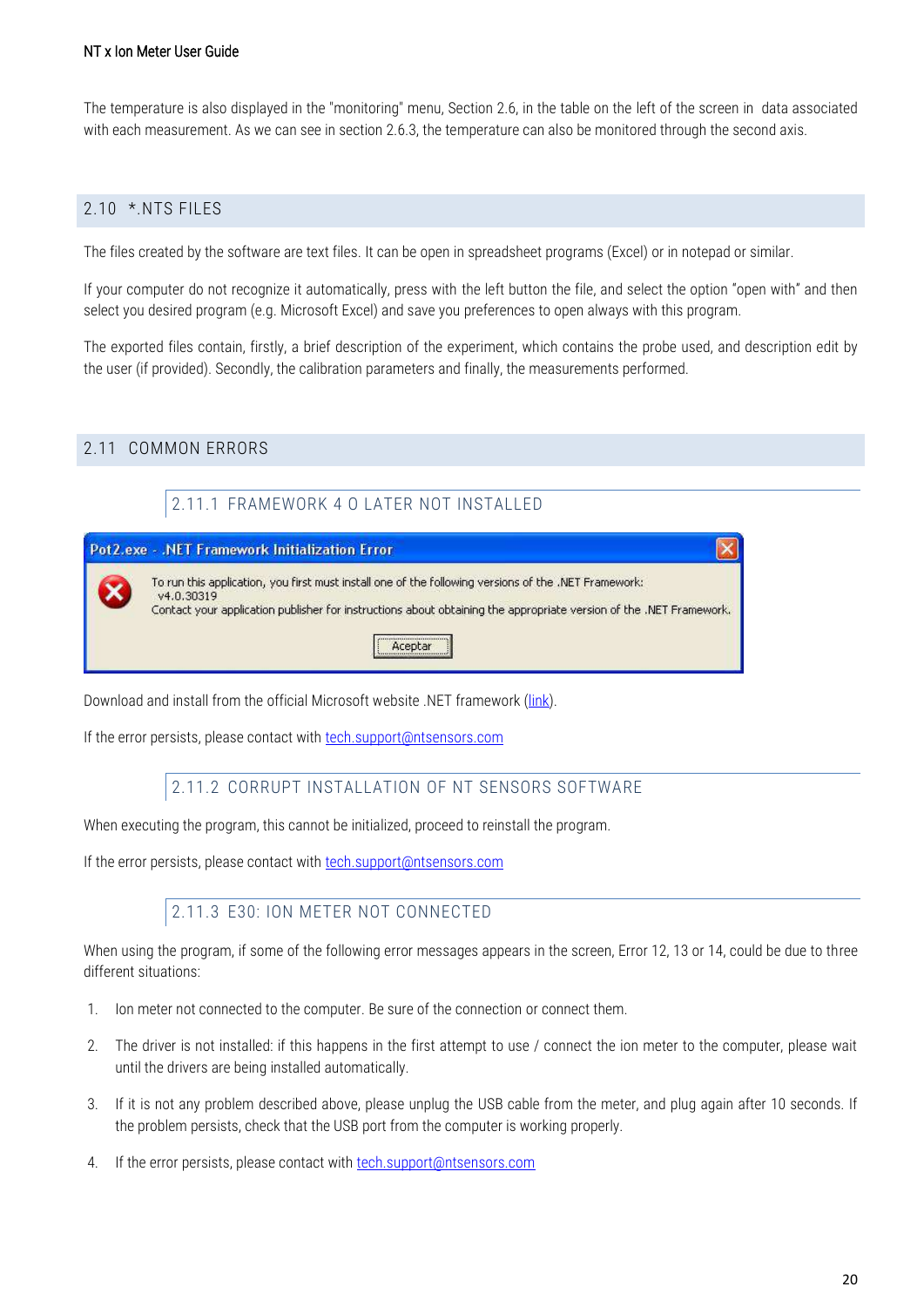The temperature is also displayed in the "monitoring" menu, Section 2.6, in the table on the left of the screen in data associated with each measurement. As we can see in section 2.6.3, the temperature can also be monitored through the second axis.

## 2.10 *.NTS FILES

The files created by the software are text files. It can be open in spreadsheet programs (Excel) or in notepad or similar.

If your computer do not recognize it automatically, press with the left button the file, and select the option "open with" and then select you desired program (e.g. Microsoft Excel) and save you preferences to open always with this program.

The exported files contain, firstly, a brief description of the experiment, which contains the probe used, and description edit by the user (if provided). Secondly, the calibration parameters and finally, the measurements performed.

## 2.11 COMMON ERRORS

### 2.11.1 FRAMEWORK 4 O LATER NOT INSTALLED

Pot2.exe - .NET Framework Initialization Error

To run this application, you first must install one of the following versions of the .NET Framework:
v4.0.30319
Contact your application publisher for instructions about obtaining the appropriate version of the .NET Framework.

Aceptar

Download and install from the official Microsoft website .NET framework (link).

If the error persists, please contact with tech.support@ntsensors.com

### 2.11.2 CORRUPT INSTALLATION OF NT SENSORS SOFTWARE

When executing the program, this cannot be initialized, proceed to reinstall the program.

If the error persists, please contact with tech.support@ntsensors.com

### 2.11.3 E30: ION METER NOT CONNECTED

When using the program, if some of the following error messages appears in the screen, Error 12, 13 or 14, could be due to three different situations:

1. Ion meter not connected to the computer. Be sure of the connection or connect them.
2. The driver is not installed: if this happens in the first attempt to use / connect the ion meter to the computer, please wait until the drivers are being installed automatically.
3. If it is not any problem described above, please unplug the USB cable from the meter, and plug again after 10 seconds. If the problem persists, check that the USB port from the computer is working properly.
4. If the error persists, please contact with tech.support@ntsensors.com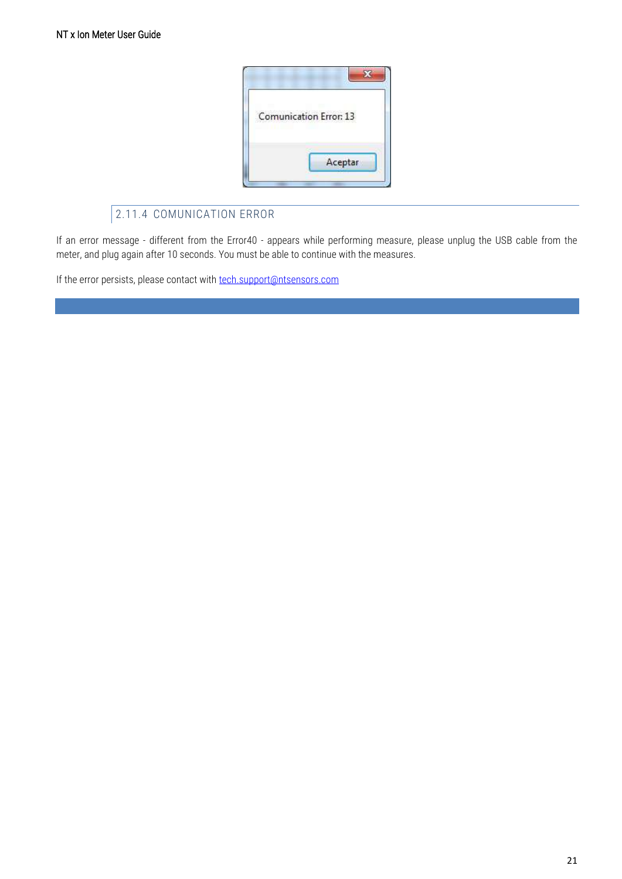### 2.11.4 COMUNICATION ERROR

If an error message - different from the Error40 - appears while performing measure, please unplug the USB cable from the meter, and plug again after 10 seconds. You must be able to continue with the measures.

If the error persists, please contact with tech.support@ntsensors.com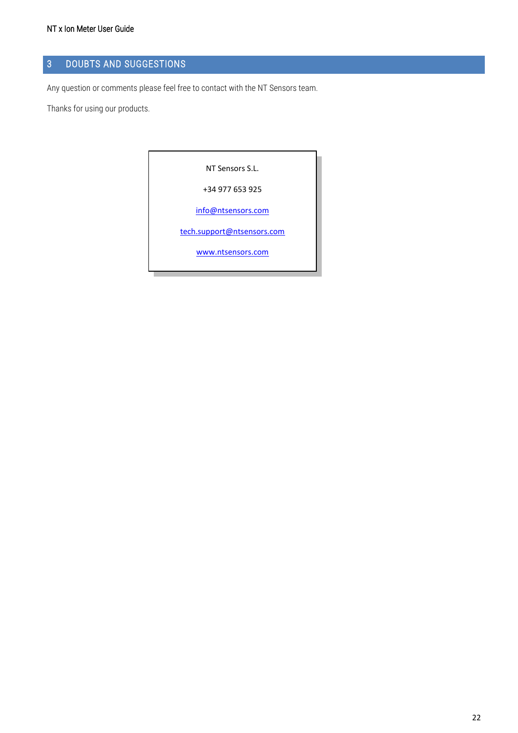# 3 DOUBTS AND SUGGESTIONS

Any question or comments please feel free to contact with the NT Sensors team.

Thanks for using our products.

NT Sensors S.L.

+34 977 653 925

info@ntsensors.com

tech.support@ntsensors.com

www.ntsensors.com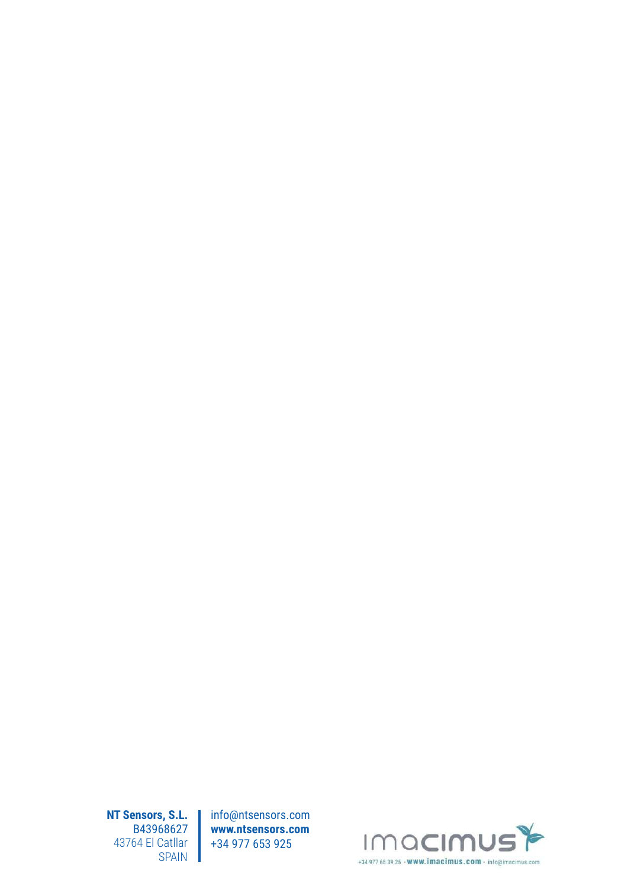**NT Sensors, S.L.**
B43968627
43764 El Catllar
SPAIN

info@ntsensors.com
**www.ntsensors.com**
+34 977 653 925

IMACIMUS

+34 977 65 39 25 · **www.imacimus.com** · info@imacimus.com